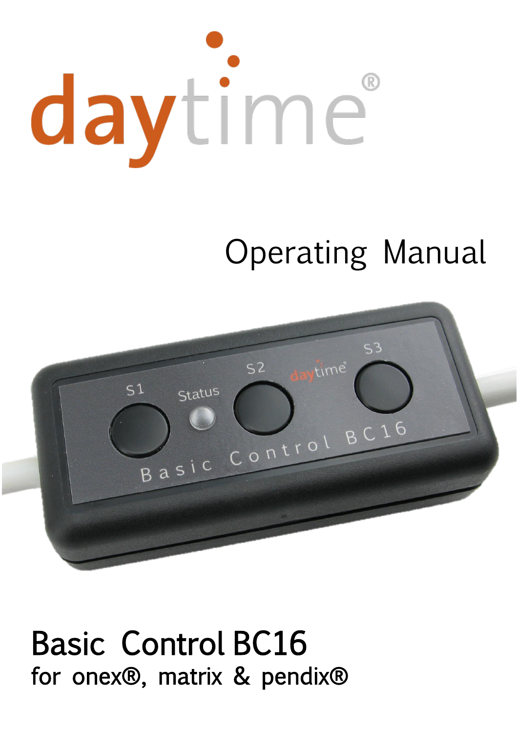daytime®

# Operating Manual

# Basic Control BC16

for onex®, matrix & pendix®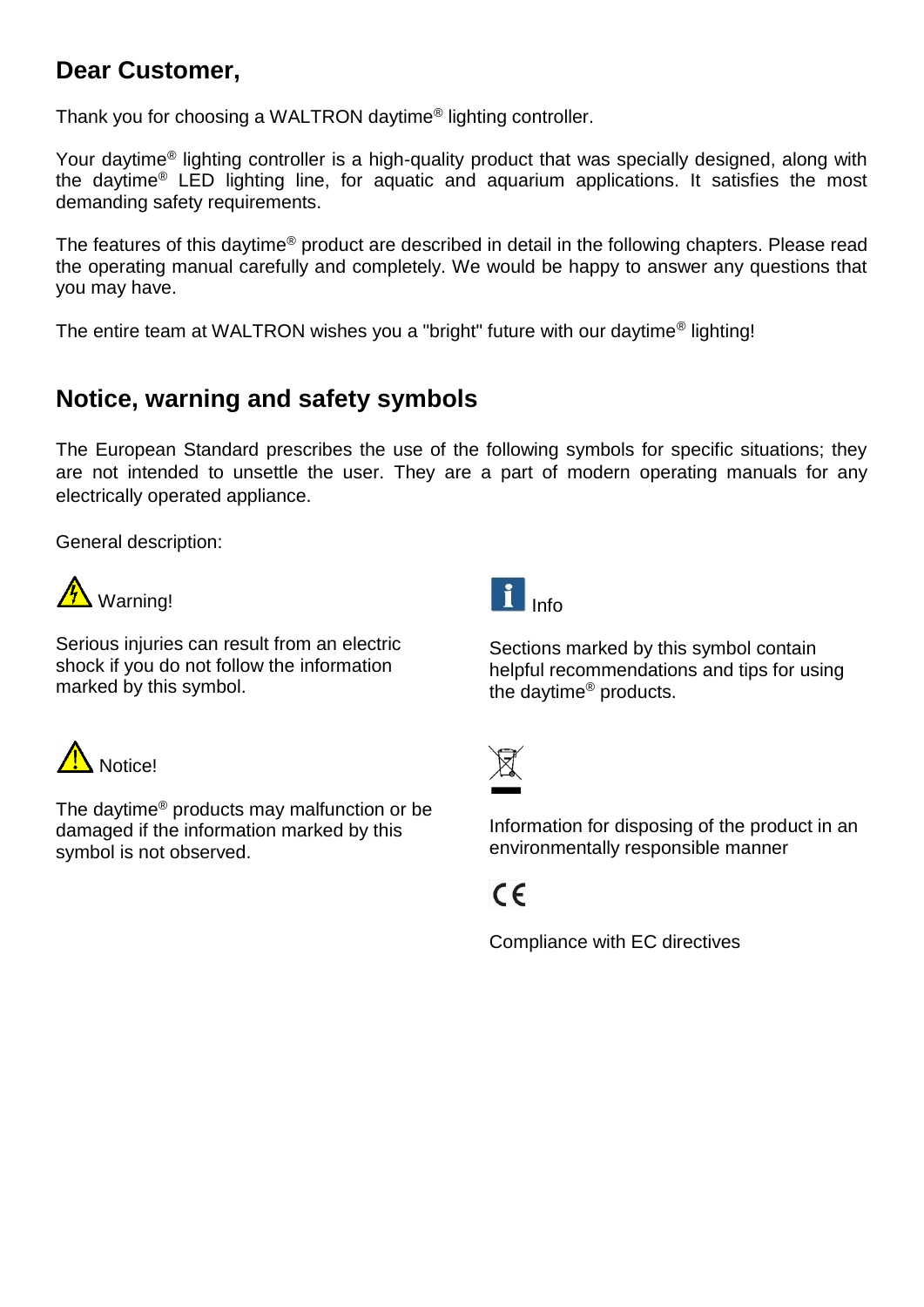## Dear Customer,

Thank you for choosing a WALTRON daytime® lighting controller.

Your daytime® lighting controller is a high-quality product that was specially designed, along with the daytime® LED lighting line, for aquatic and aquarium applications. It satisfies the most demanding safety requirements.

The features of this daytime® product are described in detail in the following chapters. Please read the operating manual carefully and completely. We would be happy to answer any questions that you may have.

The entire team at WALTRON wishes you a "bright" future with our daytime® lighting!

## Notice, warning and safety symbols

The European Standard prescribes the use of the following symbols for specific situations; they are not intended to unsettle the user. They are a part of modern operating manuals for any electrically operated appliance.

General description:

**Warning!**

Serious injuries can result from an electric shock if you do not follow the information marked by this symbol.

**Notice!**

The daytime® products may malfunction or be damaged if the information marked by this symbol is not observed.

**Info**

Sections marked by this symbol contain helpful recommendations and tips for using the daytime® products.

Information for disposing of the product in an environmentally responsible manner

CE

Compliance with EC directives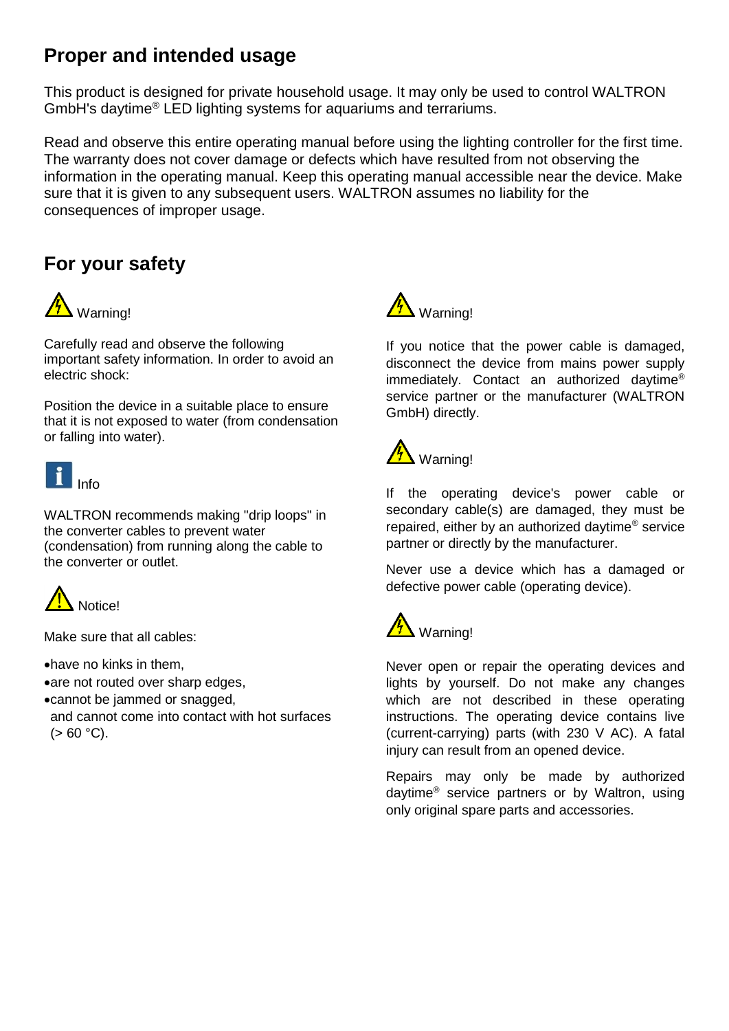## Proper and intended usage

This product is designed for private household usage. It may only be used to control WALTRON GmbH's daytime® LED lighting systems for aquariums and terrariums.

Read and observe this entire operating manual before using the lighting controller for the first time. The warranty does not cover damage or defects which have resulted from not observing the information in the operating manual. Keep this operating manual accessible near the device. Make sure that it is given to any subsequent users. WALTRON assumes no liability for the consequences of improper usage.

## For your safety

Warning!

Carefully read and observe the following important safety information. In order to avoid an electric shock:

Position the device in a suitable place to ensure that it is not exposed to water (from condensation or falling into water).

Info

WALTRON recommends making "drip loops" in the converter cables to prevent water (condensation) from running along the cable to the converter or outlet.

Notice!

Make sure that all cables:

- have no kinks in them,
- are not routed over sharp edges,
- cannot be jammed or snagged,
  and cannot come into contact with hot surfaces (> 60 °C).

Warning!

If you notice that the power cable is damaged, disconnect the device from mains power supply immediately. Contact an authorized daytime® service partner or the manufacturer (WALTRON GmbH) directly.

Warning!

If the operating device's power cable or secondary cable(s) are damaged, they must be repaired, either by an authorized daytime® service partner or directly by the manufacturer.

Never use a device which has a damaged or defective power cable (operating device).

Warning!

Never open or repair the operating devices and lights by yourself. Do not make any changes which are not described in these operating instructions. The operating device contains live (current-carrying) parts (with 230 V AC). A fatal injury can result from an opened device.

Repairs may only be made by authorized daytime® service partners or by Waltron, using only original spare parts and accessories.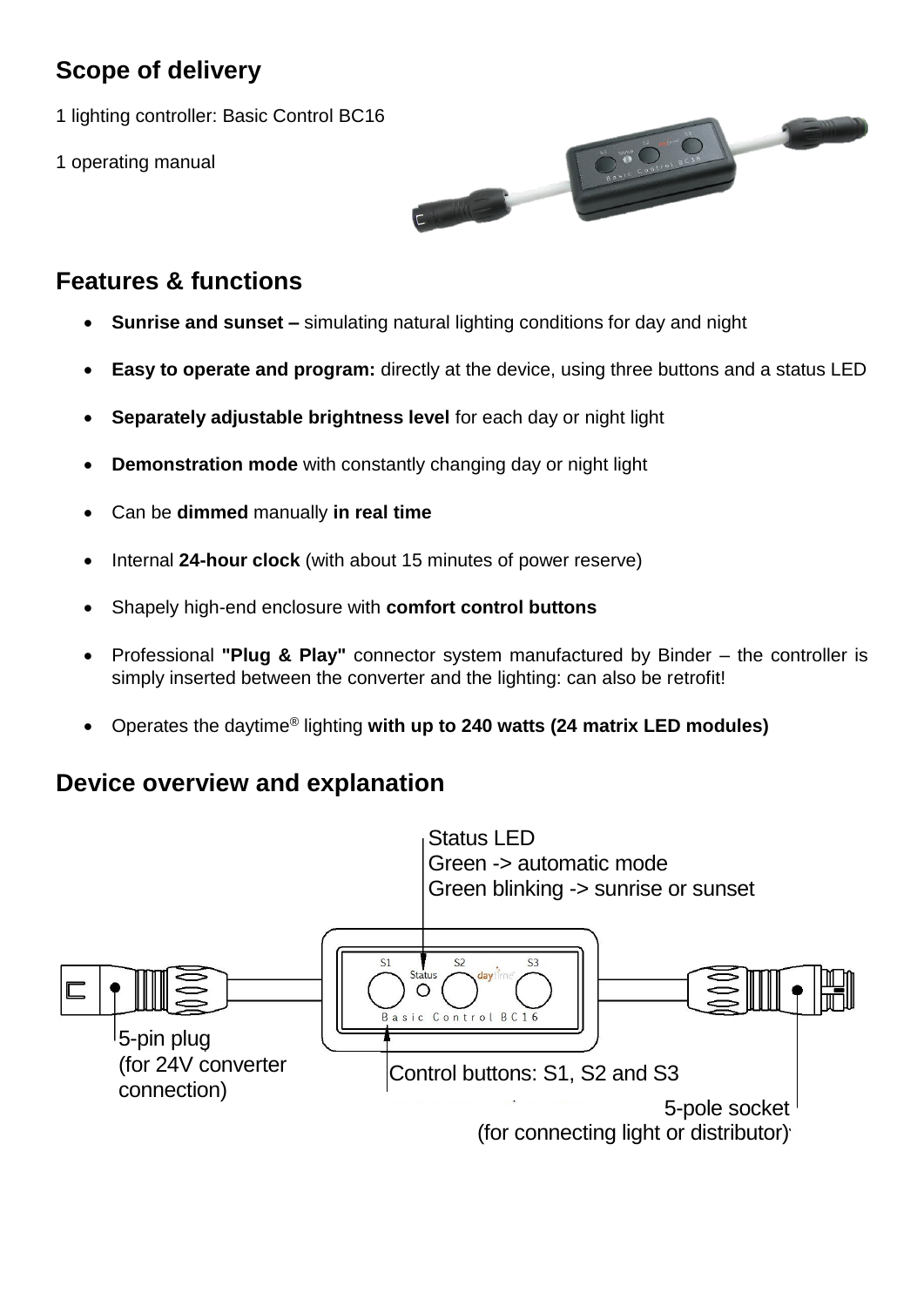## Scope of delivery

1 lighting controller: Basic Control BC16

1 operating manual

## Features & functions

- **Sunrise and sunset –** simulating natural lighting conditions for day and night
- **Easy to operate and program:** directly at the device, using three buttons and a status LED
- **Separately adjustable brightness level** for each day or night light
- **Demonstration mode** with constantly changing day or night light
- Can be **dimmed** manually **in real time**
- Internal **24-hour clock** (with about 15 minutes of power reserve)
- Shapely high-end enclosure with **comfort control buttons**
- Professional **"Plug & Play"** connector system manufactured by Binder – the controller is simply inserted between the converter and the lighting: can also be retrofit!
- Operates the daytime® lighting **with up to 240 watts (24 matrix LED modules)**

## Device overview and explanation

Status LED
Green -> automatic mode
Green blinking -> sunrise or sunset

5-pin plug
(for 24V converter connection)

Control buttons: S1, S2 and S3

5-pole socket
(for connecting light or distributor)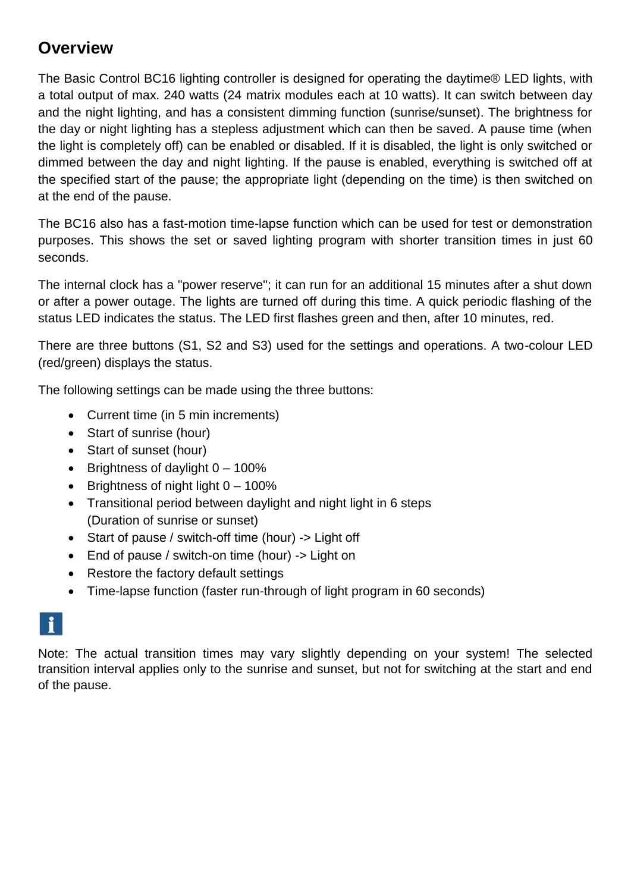## Overview

The Basic Control BC16 lighting controller is designed for operating the daytime® LED lights, with a total output of max. 240 watts (24 matrix modules each at 10 watts). It can switch between day and the night lighting, and has a consistent dimming function (sunrise/sunset). The brightness for the day or night lighting has a stepless adjustment which can then be saved. A pause time (when the light is completely off) can be enabled or disabled. If it is disabled, the light is only switched or dimmed between the day and night lighting. If the pause is enabled, everything is switched off at the specified start of the pause; the appropriate light (depending on the time) is then switched on at the end of the pause.

The BC16 also has a fast-motion time-lapse function which can be used for test or demonstration purposes. This shows the set or saved lighting program with shorter transition times in just 60 seconds.

The internal clock has a "power reserve"; it can run for an additional 15 minutes after a shut down or after a power outage. The lights are turned off during this time. A quick periodic flashing of the status LED indicates the status. The LED first flashes green and then, after 10 minutes, red.

There are three buttons (S1, S2 and S3) used for the settings and operations. A two-colour LED (red/green) displays the status.

The following settings can be made using the three buttons:

- Current time (in 5 min increments)
- Start of sunrise (hour)
- Start of sunset (hour)
- Brightness of daylight 0 – 100%
- Brightness of night light 0 – 100%
- Transitional period between daylight and night light in 6 steps (Duration of sunrise or sunset)
- Start of pause / switch-off time (hour) -> Light off
- End of pause / switch-on time (hour) -> Light on
- Restore the factory default settings
- Time-lapse function (faster run-through of light program in 60 seconds)

Note: The actual transition times may vary slightly depending on your system! The selected transition interval applies only to the sunrise and sunset, but not for switching at the start and end of the pause.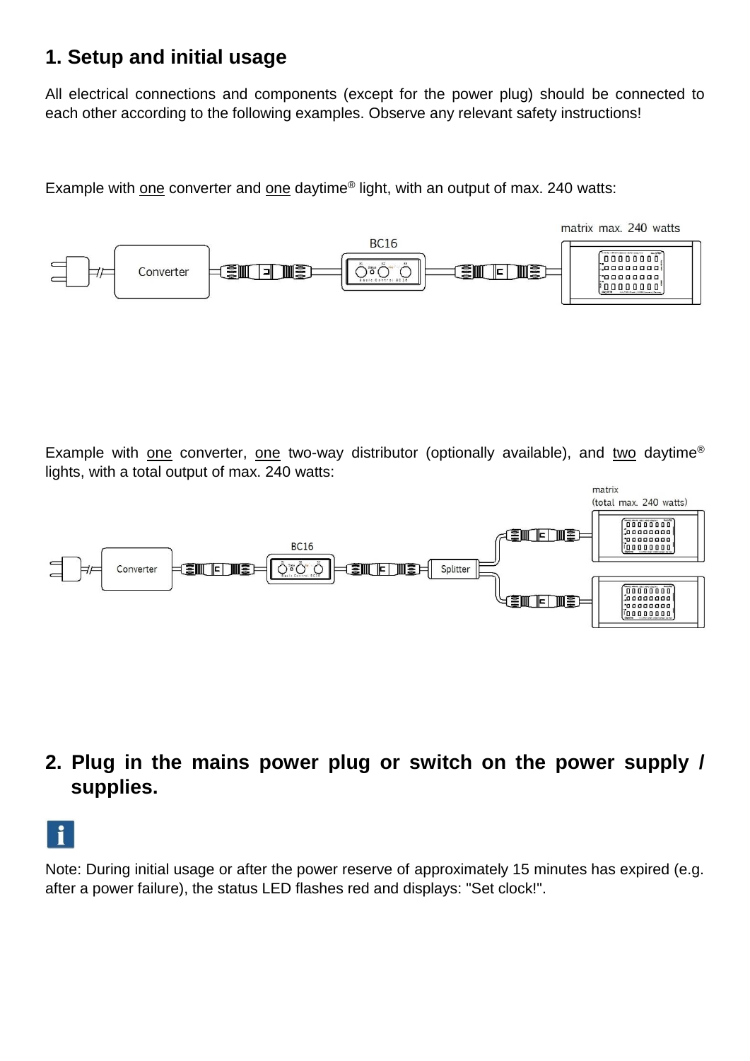## 1. Setup and initial usage

All electrical connections and components (except for the power plug) should be connected to each other according to the following examples. Observe any relevant safety instructions!

Example with <u>one</u> converter and <u>one</u> daytime® light, with an output of max. 240 watts:

Example with <u>one</u> converter, <u>one</u> two-way distributor (optionally available), and <u>two</u> daytime® lights, with a total output of max. 240 watts:

## 2. Plug in the mains power plug or switch on the power supply / supplies.

Note: During initial usage or after the power reserve of approximately 15 minutes has expired (e.g. after a power failure), the status LED flashes red and displays: "Set clock!".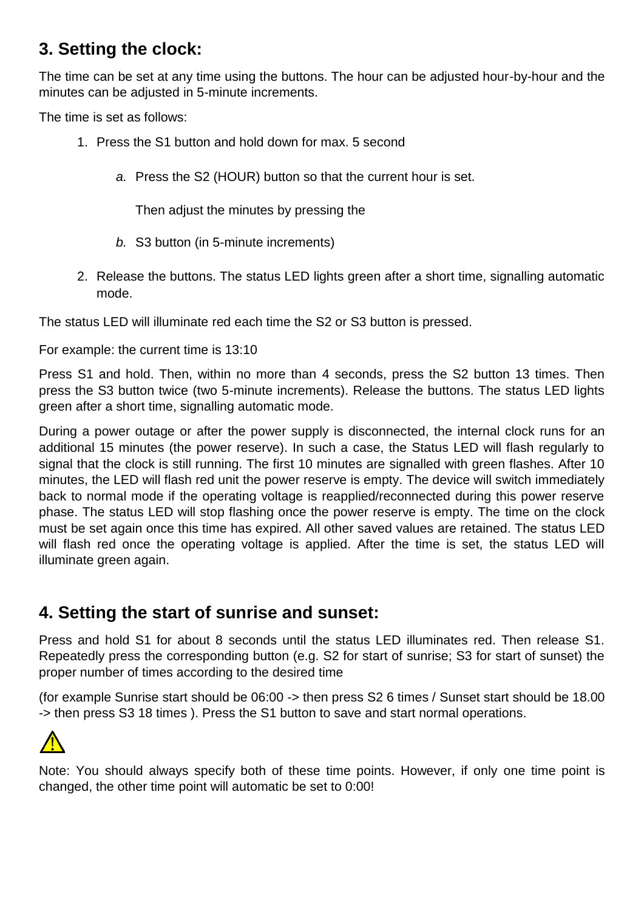## 3. Setting the clock:

The time can be set at any time using the buttons. The hour can be adjusted hour-by-hour and the minutes can be adjusted in 5-minute increments.

The time is set as follows:

1. Press the S1 button and hold down for max. 5 second

   a. Press the S2 (HOUR) button so that the current hour is set.

      Then adjust the minutes by pressing the

   b. S3 button (in 5-minute increments)

2. Release the buttons. The status LED lights green after a short time, signalling automatic mode.

The status LED will illuminate red each time the S2 or S3 button is pressed.

For example: the current time is 13:10

Press S1 and hold. Then, within no more than 4 seconds, press the S2 button 13 times. Then press the S3 button twice (two 5-minute increments). Release the buttons. The status LED lights green after a short time, signalling automatic mode.

During a power outage or after the power supply is disconnected, the internal clock runs for an additional 15 minutes (the power reserve). In such a case, the Status LED will flash regularly to signal that the clock is still running. The first 10 minutes are signalled with green flashes. After 10 minutes, the LED will flash red unit the power reserve is empty. The device will switch immediately back to normal mode if the operating voltage is reapplied/reconnected during this power reserve phase. The status LED will stop flashing once the power reserve is empty. The time on the clock must be set again once this time has expired. All other saved values are retained. The status LED will flash red once the operating voltage is applied. After the time is set, the status LED will illuminate green again.

## 4. Setting the start of sunrise and sunset:

Press and hold S1 for about 8 seconds until the status LED illuminates red. Then release S1. Repeatedly press the corresponding button (e.g. S2 for start of sunrise; S3 for start of sunset) the proper number of times according to the desired time

(for example Sunrise start should be 06:00 -> then press S2 6 times / Sunset start should be 18.00 -> then press S3 18 times ). Press the S1 button to save and start normal operations.

⚠

Note: You should always specify both of these time points. However, if only one time point is changed, the other time point will automatic be set to 0:00!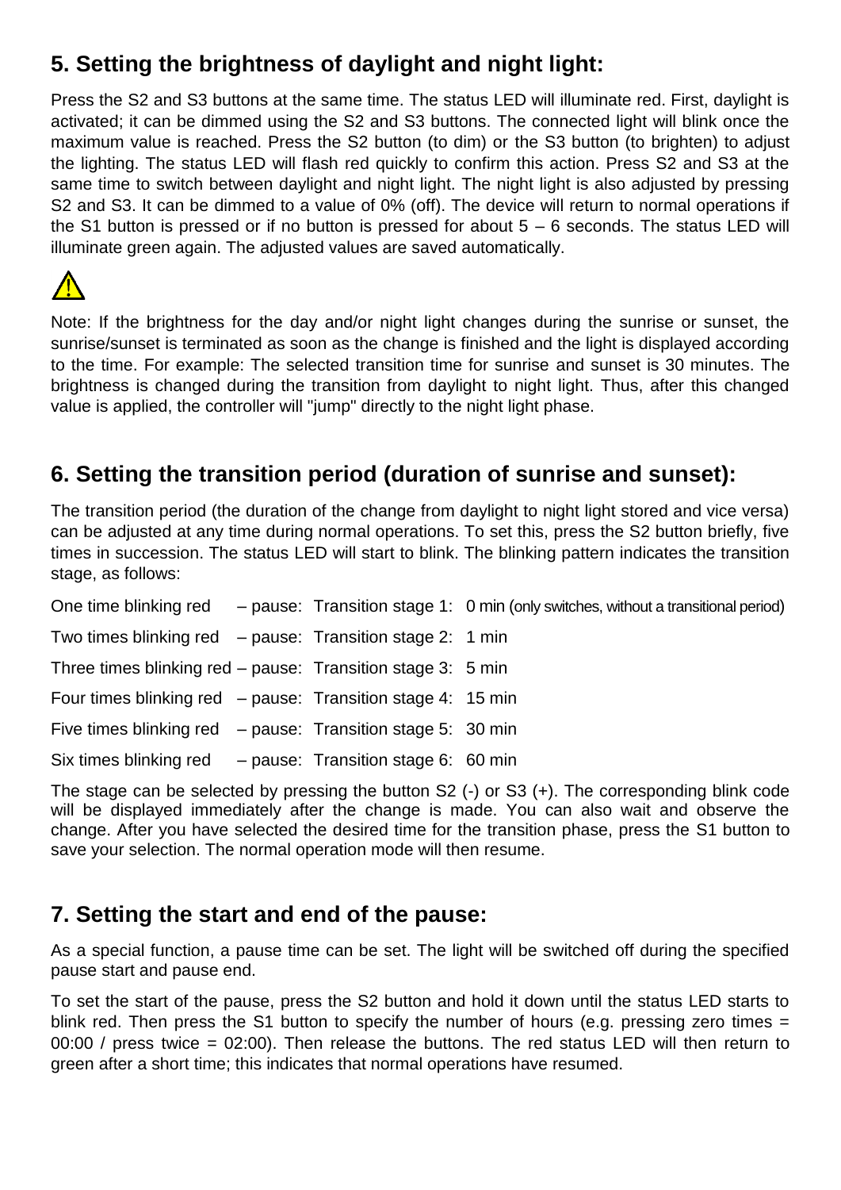## 5. Setting the brightness of daylight and night light:

Press the S2 and S3 buttons at the same time. The status LED will illuminate red. First, daylight is activated; it can be dimmed using the S2 and S3 buttons. The connected light will blink once the maximum value is reached. Press the S2 button (to dim) or the S3 button (to brighten) to adjust the lighting. The status LED will flash red quickly to confirm this action. Press S2 and S3 at the same time to switch between daylight and night light. The night light is also adjusted by pressing S2 and S3. It can be dimmed to a value of 0% (off). The device will return to normal operations if the S1 button is pressed or if no button is pressed for about 5 – 6 seconds. The status LED will illuminate green again. The adjusted values are saved automatically.

⚠

Note: If the brightness for the day and/or night light changes during the sunrise or sunset, the sunrise/sunset is terminated as soon as the change is finished and the light is displayed according to the time. For example: The selected transition time for sunrise and sunset is 30 minutes. The brightness is changed during the transition from daylight to night light. Thus, after this changed value is applied, the controller will "jump" directly to the night light phase.

## 6. Setting the transition period (duration of sunrise and sunset):

The transition period (the duration of the change from daylight to night light stored and vice versa) can be adjusted at any time during normal operations. To set this, press the S2 button briefly, five times in succession. The status LED will start to blink. The blinking pattern indicates the transition stage, as follows:

One time blinking red – pause: Transition stage 1: 0 min (only switches, without a transitional period)

Two times blinking red – pause: Transition stage 2: 1 min

Three times blinking red – pause: Transition stage 3: 5 min

Four times blinking red – pause: Transition stage 4: 15 min

Five times blinking red – pause: Transition stage 5: 30 min

Six times blinking red – pause: Transition stage 6: 60 min

The stage can be selected by pressing the button S2 (-) or S3 (+). The corresponding blink code will be displayed immediately after the change is made. You can also wait and observe the change. After you have selected the desired time for the transition phase, press the S1 button to save your selection. The normal operation mode will then resume.

## 7. Setting the start and end of the pause:

As a special function, a pause time can be set. The light will be switched off during the specified pause start and pause end.

To set the start of the pause, press the S2 button and hold it down until the status LED starts to blink red. Then press the S1 button to specify the number of hours (e.g. pressing zero times = 00:00 / press twice = 02:00). Then release the buttons. The red status LED will then return to green after a short time; this indicates that normal operations have resumed.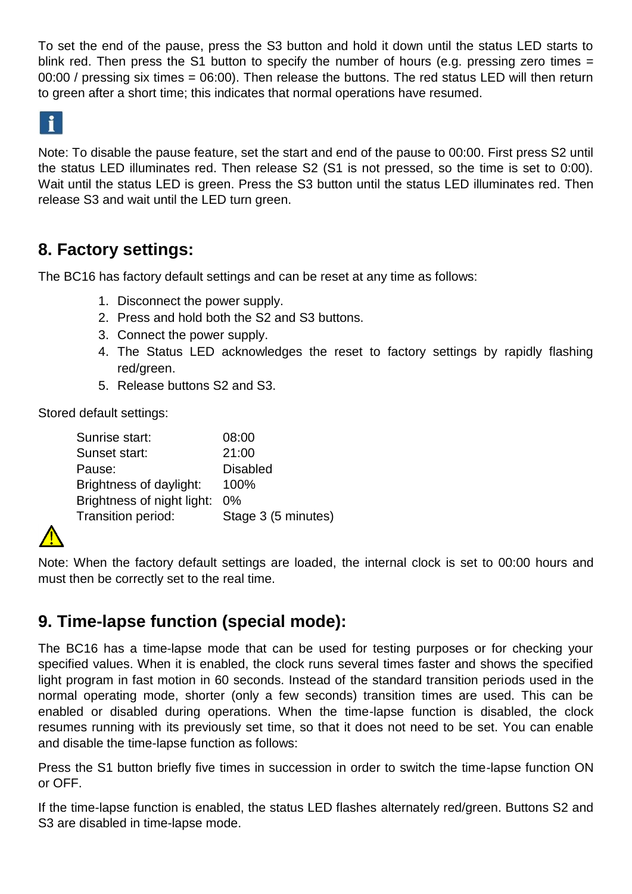To set the end of the pause, press the S3 button and hold it down until the status LED starts to blink red. Then press the S1 button to specify the number of hours (e.g. pressing zero times = 00:00 / pressing six times = 06:00). Then release the buttons. The red status LED will then return to green after a short time; this indicates that normal operations have resumed.

Note: To disable the pause feature, set the start and end of the pause to 00:00. First press S2 until the status LED illuminates red. Then release S2 (S1 is not pressed, so the time is set to 0:00). Wait until the status LED is green. Press the S3 button until the status LED illuminates red. Then release S3 and wait until the LED turn green.

## 8. Factory settings:

The BC16 has factory default settings and can be reset at any time as follows:

1. Disconnect the power supply.
2. Press and hold both the S2 and S3 buttons.
3. Connect the power supply.
4. The Status LED acknowledges the reset to factory settings by rapidly flashing red/green.
5. Release buttons S2 and S3.

Stored default settings:

| | |
|---|---|
| Sunrise start: | 08:00 |
| Sunset start: | 21:00 |
| Pause: | Disabled |
| Brightness of daylight: | 100% |
| Brightness of night light: | 0% |
| Transition period: | Stage 3 (5 minutes) |

Note: When the factory default settings are loaded, the internal clock is set to 00:00 hours and must then be correctly set to the real time.

## 9. Time-lapse function (special mode):

The BC16 has a time-lapse mode that can be used for testing purposes or for checking your specified values. When it is enabled, the clock runs several times faster and shows the specified light program in fast motion in 60 seconds. Instead of the standard transition periods used in the normal operating mode, shorter (only a few seconds) transition times are used. This can be enabled or disabled during operations. When the time-lapse function is disabled, the clock resumes running with its previously set time, so that it does not need to be set. You can enable and disable the time-lapse function as follows:

Press the S1 button briefly five times in succession in order to switch the time-lapse function ON or OFF.

If the time-lapse function is enabled, the status LED flashes alternately red/green. Buttons S2 and S3 are disabled in time-lapse mode.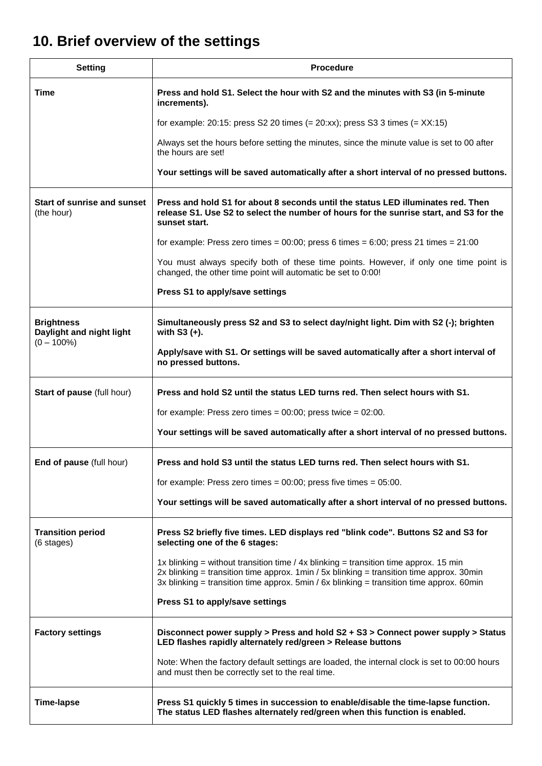## 10. Brief overview of the settings

| Setting | Procedure |
|---|---|
| **Time** | **Press and hold S1. Select the hour with S2 and the minutes with S3 (in 5-minute increments).**<br><br>for example: 20:15: press S2 20 times (= 20:xx); press S3 3 times (= XX:15)<br><br>Always set the hours before setting the minutes, since the minute value is set to 00 after the hours are set!<br><br>**Your settings will be saved automatically after a short interval of no pressed buttons.** |
| **Start of sunrise and sunset** (the hour) | **Press and hold S1 for about 8 seconds until the status LED illuminates red. Then release S1. Use S2 to select the number of hours for the sunrise start, and S3 for the sunset start.**<br><br>for example: Press zero times = 00:00; press 6 times = 6:00; press 21 times = 21:00<br><br>You must always specify both of these time points. However, if only one time point is changed, the other time point will automatic be set to 0:00!<br><br>**Press S1 to apply/save settings** |
| **Brightness Daylight and night light** (0 – 100%) | **Simultaneously press S2 and S3 to select day/night light. Dim with S2 (-); brighten with S3 (+).**<br><br>**Apply/save with S1. Or settings will be saved automatically after a short interval of no pressed buttons.** |
| **Start of pause** (full hour) | **Press and hold S2 until the status LED turns red. Then select hours with S1.**<br><br>for example: Press zero times = 00:00; press twice = 02:00.<br><br>**Your settings will be saved automatically after a short interval of no pressed buttons.** |
| **End of pause** (full hour) | **Press and hold S3 until the status LED turns red. Then select hours with S1.**<br><br>for example: Press zero times = 00:00; press five times = 05:00.<br><br>**Your settings will be saved automatically after a short interval of no pressed buttons.** |
| **Transition period** (6 stages) | **Press S2 briefly five times. LED displays red "blink code". Buttons S2 and S3 for selecting one of the 6 stages:**<br><br>1x blinking = without transition time / 4x blinking = transition time approx. 15 min<br>2x blinking = transition time approx. 1min / 5x blinking = transition time approx. 30min<br>3x blinking = transition time approx. 5min / 6x blinking = transition time approx. 60min<br><br>**Press S1 to apply/save settings** |
| **Factory settings** | **Disconnect power supply > Press and hold S2 + S3 > Connect power supply > Status LED flashes rapidly alternately red/green > Release buttons**<br><br>Note: When the factory default settings are loaded, the internal clock is set to 00:00 hours and must then be correctly set to the real time. |
| **Time-lapse** | **Press S1 quickly 5 times in succession to enable/disable the time-lapse function. The status LED flashes alternately red/green when this function is enabled.** |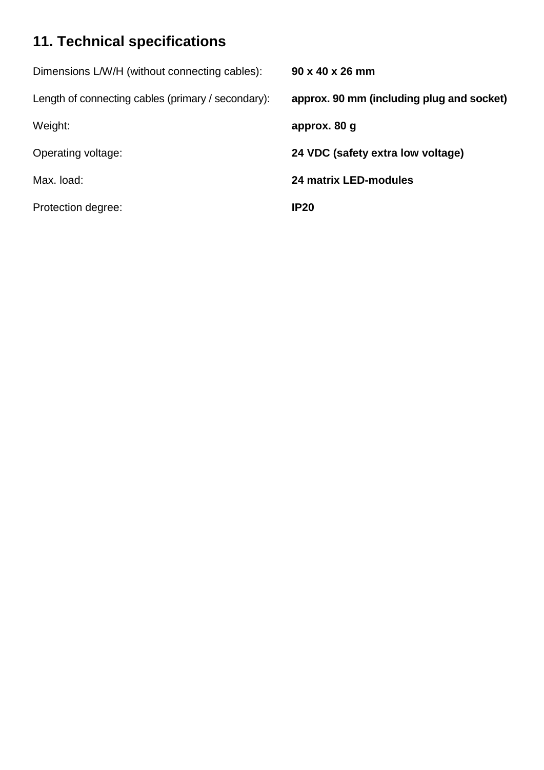## 11. Technical specifications

| | |
|---|---|
| Dimensions L/W/H (without connecting cables): | **90 x 40 x 26 mm** |
| Length of connecting cables (primary / secondary): | **approx. 90 mm (including plug and socket)** |
| Weight: | **approx. 80 g** |
| Operating voltage: | **24 VDC (safety extra low voltage)** |
| Max. load: | **24 matrix LED-modules** |
| Protection degree: | **IP20** |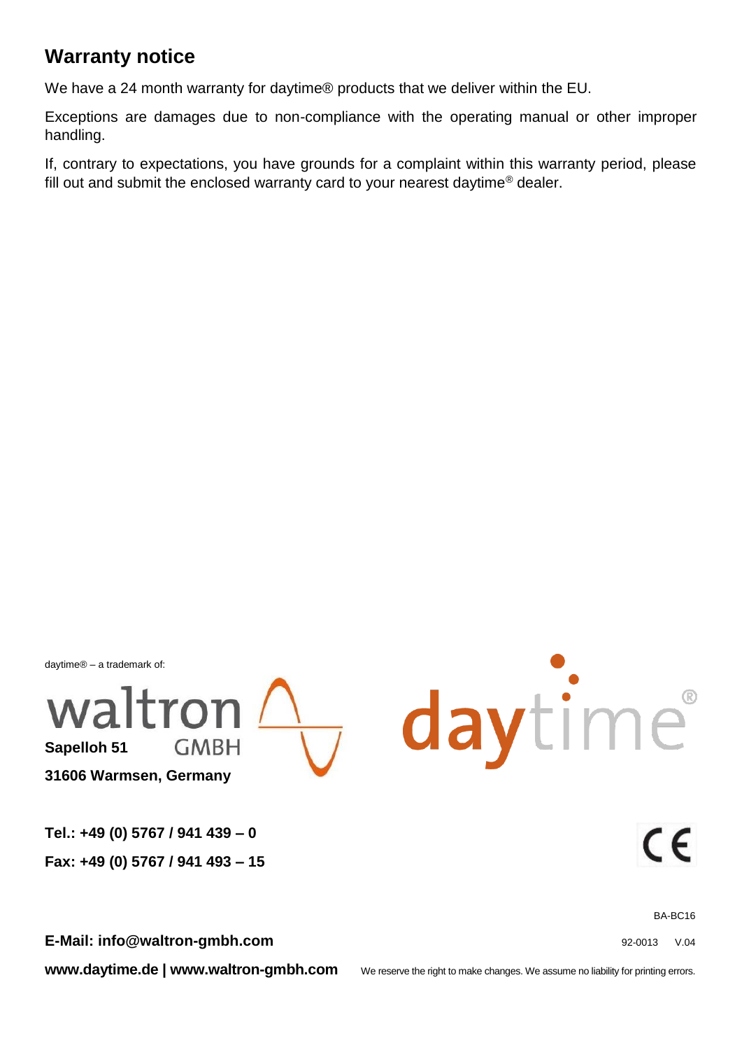## Warranty notice

We have a 24 month warranty for daytime® products that we deliver within the EU.

Exceptions are damages due to non-compliance with the operating manual or other improper handling.

If, contrary to expectations, you have grounds for a complaint within this warranty period, please fill out and submit the enclosed warranty card to your nearest daytime® dealer.

daytime® – a trademark of:

waltron GMBH

**Sapelloh 51**

**31606 Warmsen, Germany**

daytime®

**Tel.: +49 (0) 5767 / 941 439 – 0**

**Fax: +49 (0) 5767 / 941 493 – 15**

CE

BA-BC16

**E-Mail: info@waltron-gmbh.com**

92-0013 V.04

**www.daytime.de | www.waltron-gmbh.com**

We reserve the right to make changes. We assume no liability for printing errors.